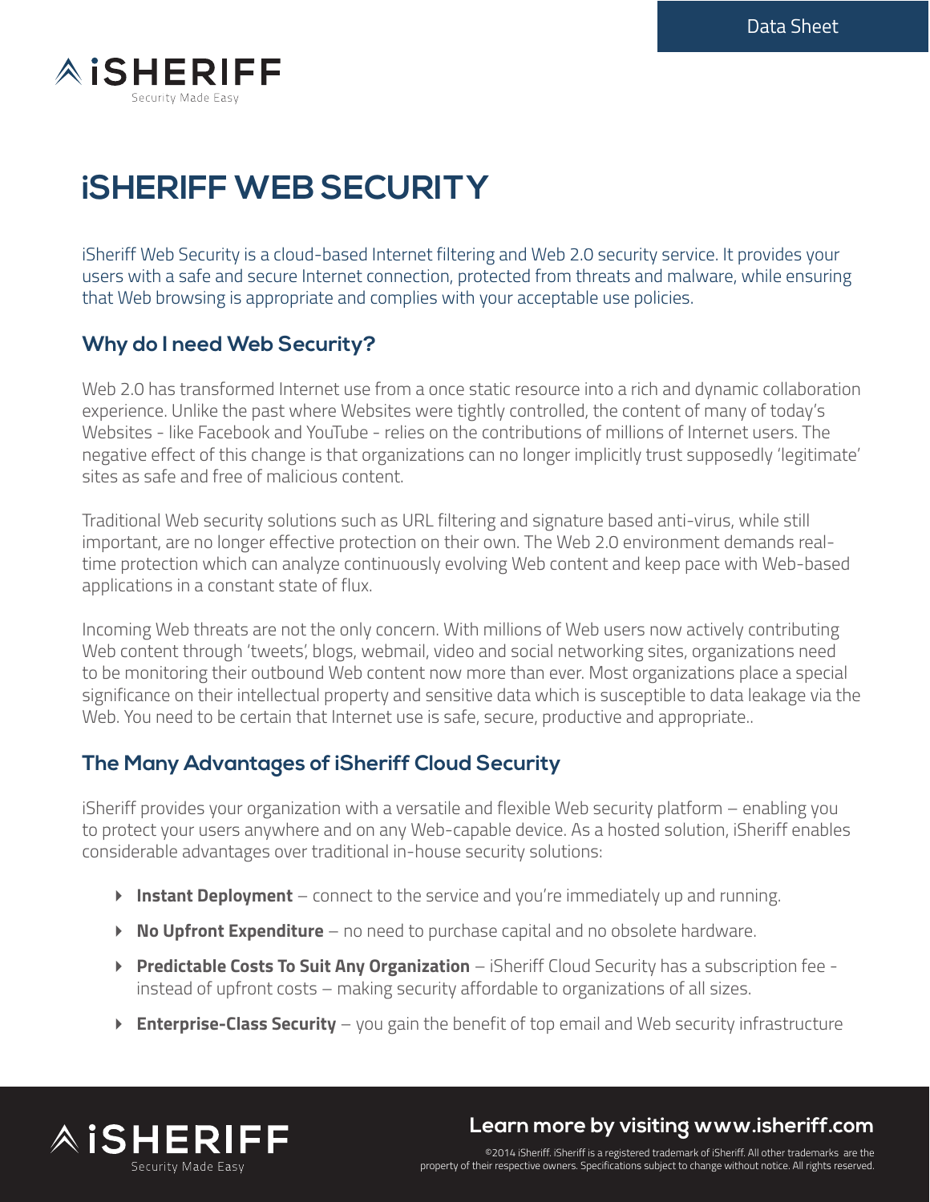# iSHERIFF WEB SECURITY

iSheriff Web Security is a cloud-based Internet filtering and Web 2.0 security service. It provides your users with a safe and secure Internet connection, protected from threats and malware, while ensuring that Web browsing is appropriate and complies with your acceptable use policies.

## Why do I need Web Security?

Web 2.0 has transformed Internet use from a once static resource into a rich and dynamic collaboration experience. Unlike the past where Websites were tightly controlled, the content of many of today's Websites - like Facebook and YouTube - relies on the contributions of millions of Internet users. The negative effect of this change is that organizations can no longer implicitly trust supposedly 'legitimate' sites as safe and free of malicious content.

Traditional Web security solutions such as URL filtering and signature based anti-virus, while still important, are no longer effective protection on their own. The Web 2.0 environment demands real-time protection which can analyze continuously evolving Web content and keep pace with Web-based applications in a constant state of flux.

Incoming Web threats are not the only concern. With millions of Web users now actively contributing Web content through 'tweets', blogs, webmail, video and social networking sites, organizations need to be monitoring their outbound Web content now more than ever. Most organizations place a special significance on their intellectual property and sensitive data which is susceptible to data leakage via the Web. You need to be certain that Internet use is safe, secure, productive and appropriate..

## The Many Advantages of iSheriff Cloud Security

iSheriff provides your organization with a versatile and flexible Web security platform – enabling you to protect your users anywhere and on any Web-capable device. As a hosted solution, iSheriff enables considerable advantages over traditional in-house security solutions:

- **Instant Deployment** – connect to the service and you're immediately up and running.
- **No Upfront Expenditure** – no need to purchase capital and no obsolete hardware.
- **Predictable Costs To Suit Any Organization** – iSheriff Cloud Security has a subscription fee - instead of upfront costs – making security affordable to organizations of all sizes.
- **Enterprise-Class Security** – you gain the benefit of top email and Web security infrastructure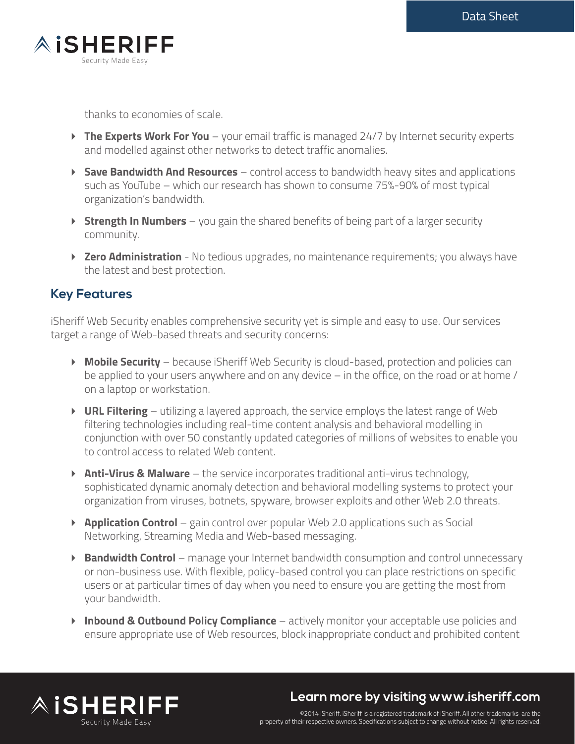thanks to economies of scale.

- **The Experts Work For You** – your email traffic is managed 24/7 by Internet security experts and modelled against other networks to detect traffic anomalies.
- **Save Bandwidth And Resources** – control access to bandwidth heavy sites and applications such as YouTube – which our research has shown to consume 75%-90% of most typical organization's bandwidth.
- **Strength In Numbers** – you gain the shared benefits of being part of a larger security community.
- **Zero Administration** - No tedious upgrades, no maintenance requirements; you always have the latest and best protection.

## Key Features

iSheriff Web Security enables comprehensive security yet is simple and easy to use. Our services target a range of Web-based threats and security concerns:

- **Mobile Security** – because iSheriff Web Security is cloud-based, protection and policies can be applied to your users anywhere and on any device – in the office, on the road or at home / on a laptop or workstation.
- **URL Filtering** – utilizing a layered approach, the service employs the latest range of Web filtering technologies including real-time content analysis and behavioral modelling in conjunction with over 50 constantly updated categories of millions of websites to enable you to control access to related Web content.
- **Anti-Virus & Malware** – the service incorporates traditional anti-virus technology, sophisticated dynamic anomaly detection and behavioral modelling systems to protect your organization from viruses, botnets, spyware, browser exploits and other Web 2.0 threats.
- **Application Control** – gain control over popular Web 2.0 applications such as Social Networking, Streaming Media and Web-based messaging.
- **Bandwidth Control** – manage your Internet bandwidth consumption and control unnecessary or non-business use. With flexible, policy-based control you can place restrictions on specific users or at particular times of day when you need to ensure you are getting the most from your bandwidth.
- **Inbound & Outbound Policy Compliance** – actively monitor your acceptable use policies and ensure appropriate use of Web resources, block inappropriate conduct and prohibited content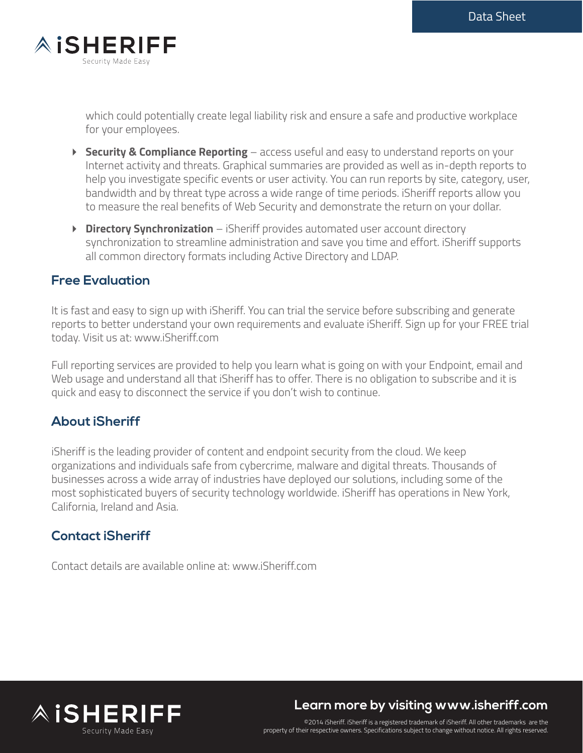which could potentially create legal liability risk and ensure a safe and productive workplace for your employees.

- **Security & Compliance Reporting** – access useful and easy to understand reports on your Internet activity and threats. Graphical summaries are provided as well as in-depth reports to help you investigate specific events or user activity. You can run reports by site, category, user, bandwidth and by threat type across a wide range of time periods. iSheriff reports allow you to measure the real benefits of Web Security and demonstrate the return on your dollar.
- **Directory Synchronization** – iSheriff provides automated user account directory synchronization to streamline administration and save you time and effort. iSheriff supports all common directory formats including Active Directory and LDAP.

## Free Evaluation

It is fast and easy to sign up with iSheriff. You can trial the service before subscribing and generate reports to better understand your own requirements and evaluate iSheriff. Sign up for your FREE trial today. Visit us at: www.iSheriff.com

Full reporting services are provided to help you learn what is going on with your Endpoint, email and Web usage and understand all that iSheriff has to offer. There is no obligation to subscribe and it is quick and easy to disconnect the service if you don't wish to continue.

## About iSheriff

iSheriff is the leading provider of content and endpoint security from the cloud. We keep organizations and individuals safe from cybercrime, malware and digital threats. Thousands of businesses across a wide array of industries have deployed our solutions, including some of the most sophisticated buyers of security technology worldwide. iSheriff has operations in New York, California, Ireland and Asia.

## Contact iSheriff

Contact details are available online at: www.iSheriff.com

**Learn more by visiting www.isheriff.com**

©2014 iSheriff. iSheriff is a registered trademark of iSheriff. All other trademarks are the property of their respective owners. Specifications subject to change without notice. All rights reserved.